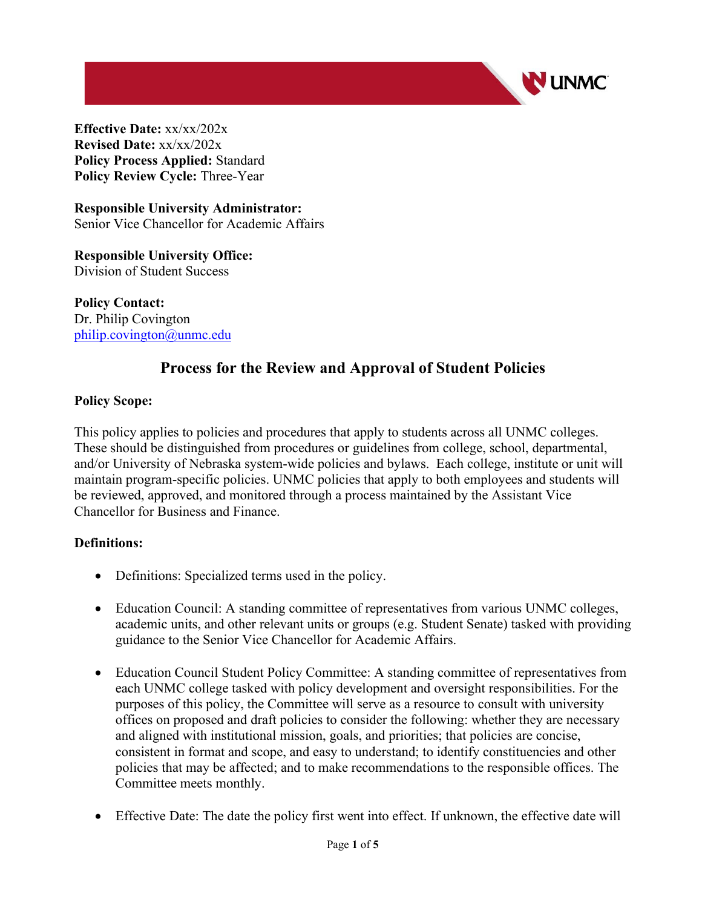**Effective Date:** xx/xx/202x
**Revised Date:** xx/xx/202x
**Policy Process Applied:** Standard
**Policy Review Cycle:** Three-Year

**Responsible University Administrator:**
Senior Vice Chancellor for Academic Affairs

**Responsible University Office:**
Division of Student Success

**Policy Contact:**
Dr. Philip Covington
philip.covington@unmc.edu

# Process for the Review and Approval of Student Policies

**Policy Scope:**

This policy applies to policies and procedures that apply to students across all UNMC colleges. These should be distinguished from procedures or guidelines from college, school, departmental, and/or University of Nebraska system-wide policies and bylaws. Each college, institute or unit will maintain program-specific policies. UNMC policies that apply to both employees and students will be reviewed, approved, and monitored through a process maintained by the Assistant Vice Chancellor for Business and Finance.

**Definitions:**

- Definitions: Specialized terms used in the policy.
- Education Council: A standing committee of representatives from various UNMC colleges, academic units, and other relevant units or groups (e.g. Student Senate) tasked with providing guidance to the Senior Vice Chancellor for Academic Affairs.
- Education Council Student Policy Committee: A standing committee of representatives from each UNMC college tasked with policy development and oversight responsibilities. For the purposes of this policy, the Committee will serve as a resource to consult with university offices on proposed and draft policies to consider the following: whether they are necessary and aligned with institutional mission, goals, and priorities; that policies are concise, consistent in format and scope, and easy to understand; to identify constituencies and other policies that may be affected; and to make recommendations to the responsible offices. The Committee meets monthly.
- Effective Date: The date the policy first went into effect. If unknown, the effective date will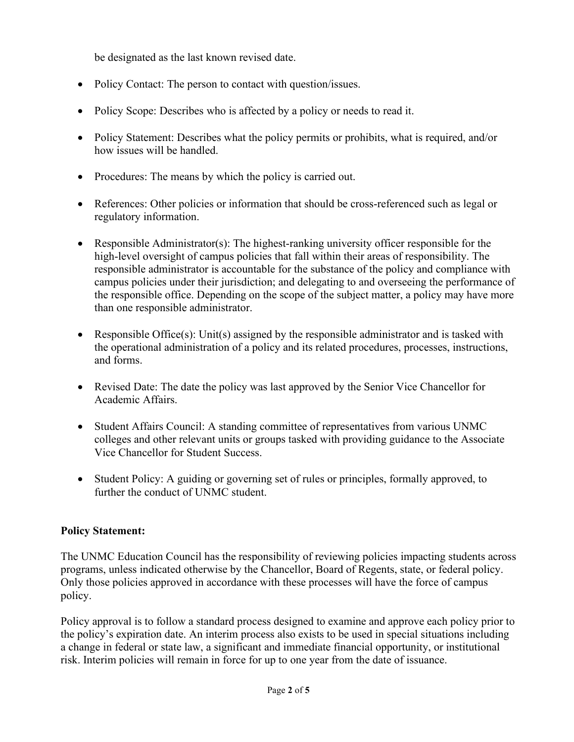be designated as the last known revised date.

- Policy Contact: The person to contact with question/issues.
- Policy Scope: Describes who is affected by a policy or needs to read it.
- Policy Statement: Describes what the policy permits or prohibits, what is required, and/or how issues will be handled.
- Procedures: The means by which the policy is carried out.
- References: Other policies or information that should be cross-referenced such as legal or regulatory information.
- Responsible Administrator(s): The highest-ranking university officer responsible for the high-level oversight of campus policies that fall within their areas of responsibility. The responsible administrator is accountable for the substance of the policy and compliance with campus policies under their jurisdiction; and delegating to and overseeing the performance of the responsible office. Depending on the scope of the subject matter, a policy may have more than one responsible administrator.
- Responsible Office(s): Unit(s) assigned by the responsible administrator and is tasked with the operational administration of a policy and its related procedures, processes, instructions, and forms.
- Revised Date: The date the policy was last approved by the Senior Vice Chancellor for Academic Affairs.
- Student Affairs Council: A standing committee of representatives from various UNMC colleges and other relevant units or groups tasked with providing guidance to the Associate Vice Chancellor for Student Success.
- Student Policy: A guiding or governing set of rules or principles, formally approved, to further the conduct of UNMC student.

**Policy Statement:**

The UNMC Education Council has the responsibility of reviewing policies impacting students across programs, unless indicated otherwise by the Chancellor, Board of Regents, state, or federal policy. Only those policies approved in accordance with these processes will have the force of campus policy.

Policy approval is to follow a standard process designed to examine and approve each policy prior to the policy's expiration date. An interim process also exists to be used in special situations including a change in federal or state law, a significant and immediate financial opportunity, or institutional risk. Interim policies will remain in force for up to one year from the date of issuance.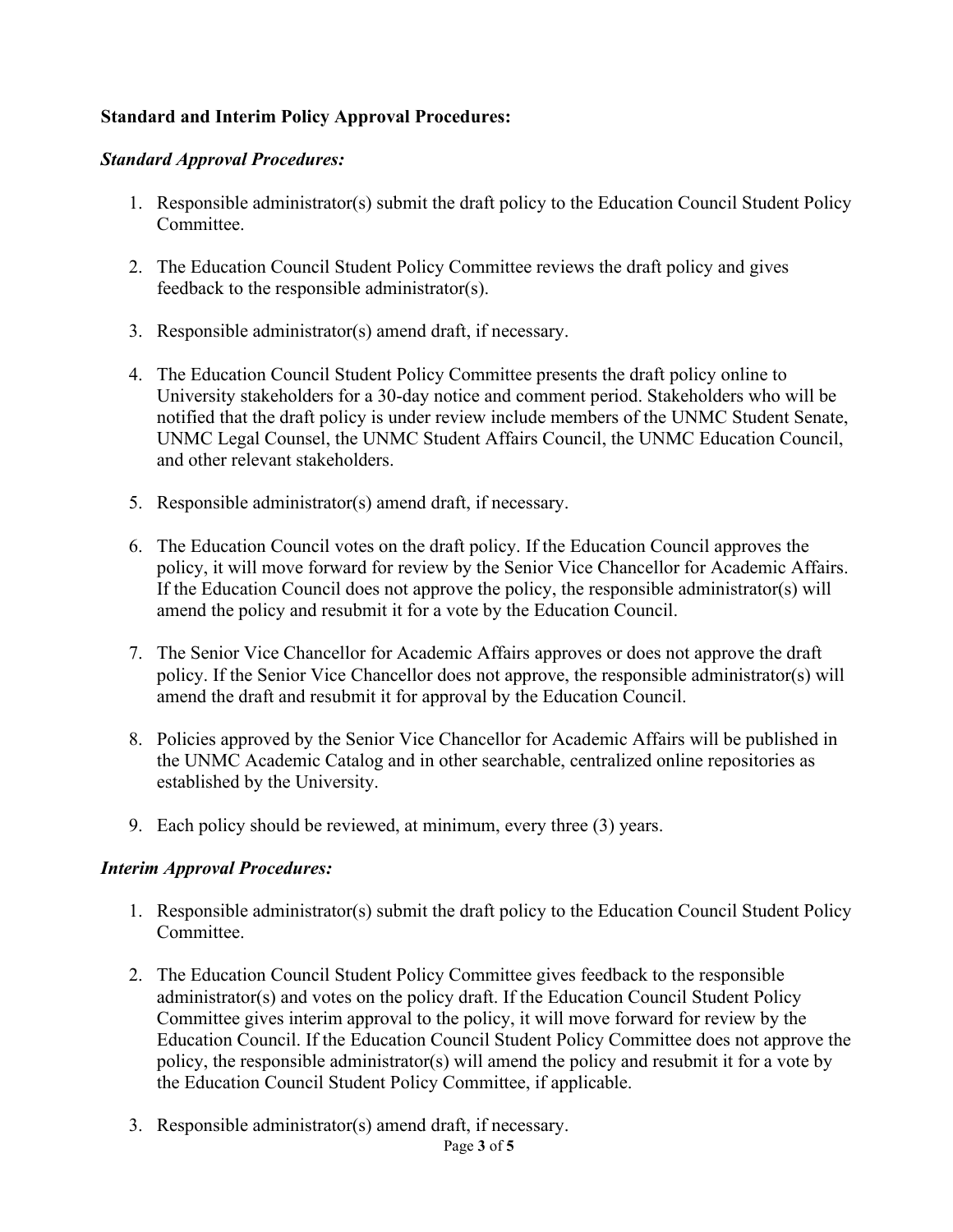**Standard and Interim Policy Approval Procedures:**

***Standard Approval Procedures:***

1. Responsible administrator(s) submit the draft policy to the Education Council Student Policy Committee.

2. The Education Council Student Policy Committee reviews the draft policy and gives feedback to the responsible administrator(s).

3. Responsible administrator(s) amend draft, if necessary.

4. The Education Council Student Policy Committee presents the draft policy online to University stakeholders for a 30-day notice and comment period. Stakeholders who will be notified that the draft policy is under review include members of the UNMC Student Senate, UNMC Legal Counsel, the UNMC Student Affairs Council, the UNMC Education Council, and other relevant stakeholders.

5. Responsible administrator(s) amend draft, if necessary.

6. The Education Council votes on the draft policy. If the Education Council approves the policy, it will move forward for review by the Senior Vice Chancellor for Academic Affairs. If the Education Council does not approve the policy, the responsible administrator(s) will amend the policy and resubmit it for a vote by the Education Council.

7. The Senior Vice Chancellor for Academic Affairs approves or does not approve the draft policy. If the Senior Vice Chancellor does not approve, the responsible administrator(s) will amend the draft and resubmit it for approval by the Education Council.

8. Policies approved by the Senior Vice Chancellor for Academic Affairs will be published in the UNMC Academic Catalog and in other searchable, centralized online repositories as established by the University.

9. Each policy should be reviewed, at minimum, every three (3) years.

***Interim Approval Procedures:***

1. Responsible administrator(s) submit the draft policy to the Education Council Student Policy Committee.

2. The Education Council Student Policy Committee gives feedback to the responsible administrator(s) and votes on the policy draft. If the Education Council Student Policy Committee gives interim approval to the policy, it will move forward for review by the Education Council. If the Education Council Student Policy Committee does not approve the policy, the responsible administrator(s) will amend the policy and resubmit it for a vote by the Education Council Student Policy Committee, if applicable.

3. Responsible administrator(s) amend draft, if necessary.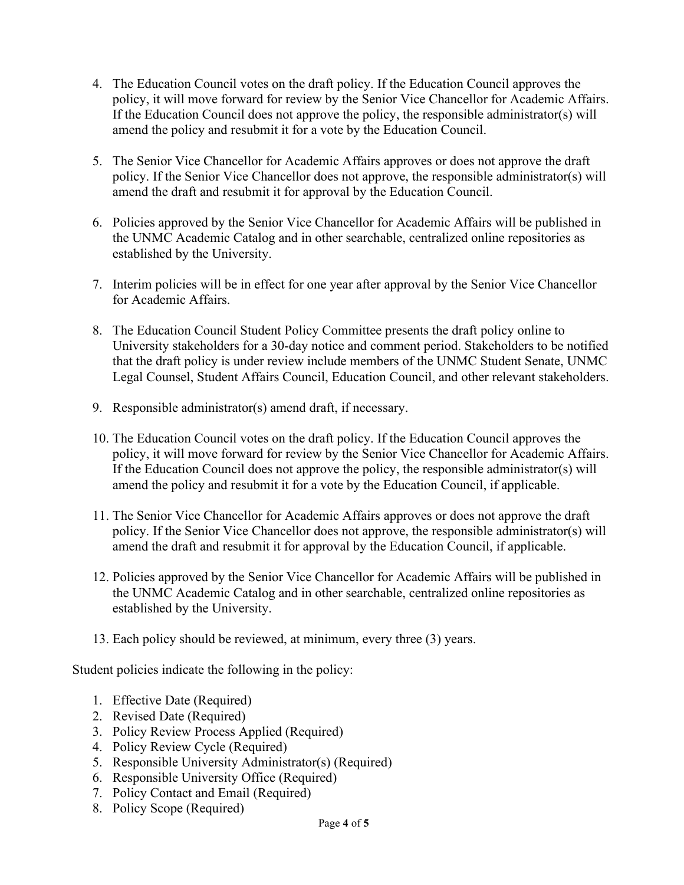4. The Education Council votes on the draft policy. If the Education Council approves the policy, it will move forward for review by the Senior Vice Chancellor for Academic Affairs. If the Education Council does not approve the policy, the responsible administrator(s) will amend the policy and resubmit it for a vote by the Education Council.

5. The Senior Vice Chancellor for Academic Affairs approves or does not approve the draft policy. If the Senior Vice Chancellor does not approve, the responsible administrator(s) will amend the draft and resubmit it for approval by the Education Council.

6. Policies approved by the Senior Vice Chancellor for Academic Affairs will be published in the UNMC Academic Catalog and in other searchable, centralized online repositories as established by the University.

7. Interim policies will be in effect for one year after approval by the Senior Vice Chancellor for Academic Affairs.

8. The Education Council Student Policy Committee presents the draft policy online to University stakeholders for a 30-day notice and comment period. Stakeholders to be notified that the draft policy is under review include members of the UNMC Student Senate, UNMC Legal Counsel, Student Affairs Council, Education Council, and other relevant stakeholders.

9. Responsible administrator(s) amend draft, if necessary.

10. The Education Council votes on the draft policy. If the Education Council approves the policy, it will move forward for review by the Senior Vice Chancellor for Academic Affairs. If the Education Council does not approve the policy, the responsible administrator(s) will amend the policy and resubmit it for a vote by the Education Council, if applicable.

11. The Senior Vice Chancellor for Academic Affairs approves or does not approve the draft policy. If the Senior Vice Chancellor does not approve, the responsible administrator(s) will amend the draft and resubmit it for approval by the Education Council, if applicable.

12. Policies approved by the Senior Vice Chancellor for Academic Affairs will be published in the UNMC Academic Catalog and in other searchable, centralized online repositories as established by the University.

13. Each policy should be reviewed, at minimum, every three (3) years.

Student policies indicate the following in the policy:

1. Effective Date (Required)
2. Revised Date (Required)
3. Policy Review Process Applied (Required)
4. Policy Review Cycle (Required)
5. Responsible University Administrator(s) (Required)
6. Responsible University Office (Required)
7. Policy Contact and Email (Required)
8. Policy Scope (Required)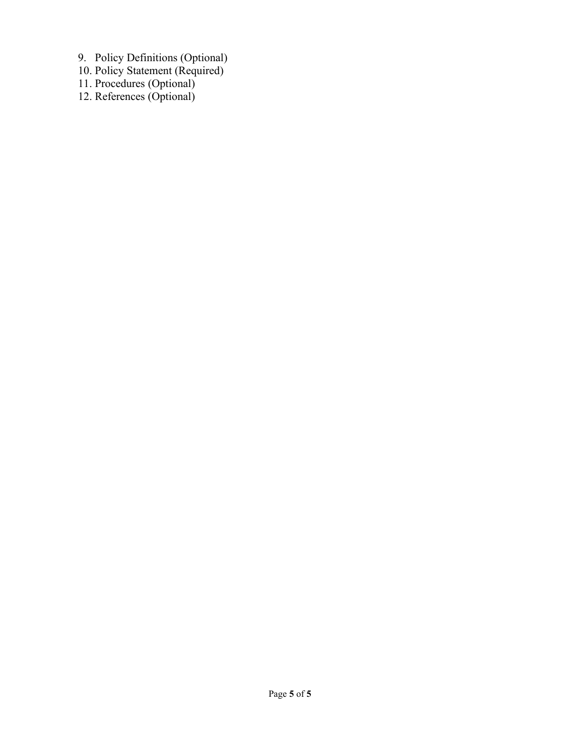9. Policy Definitions (Optional)
10. Policy Statement (Required)
11. Procedures (Optional)
12. References (Optional)